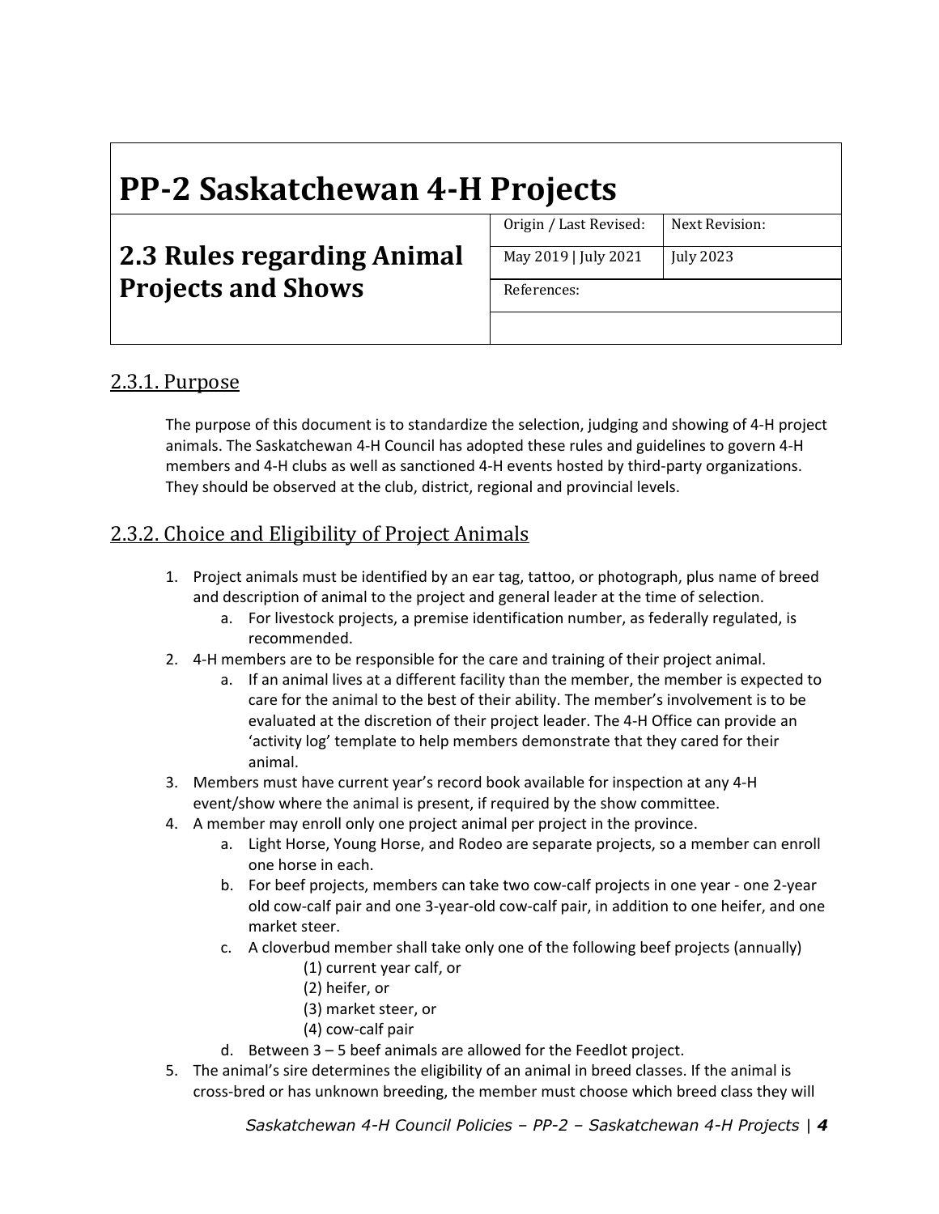# PP-2 Saskatchewan 4-H Projects

## 2.3 Rules regarding Animal Projects and Shows

| Origin / Last Revised: | Next Revision: |
|---|---|
| May 2019 \| July 2021 | July 2023 |
| References: | |
| | |

### 2.3.1. Purpose

The purpose of this document is to standardize the selection, judging and showing of 4-H project animals. The Saskatchewan 4-H Council has adopted these rules and guidelines to govern 4-H members and 4-H clubs as well as sanctioned 4-H events hosted by third-party organizations. They should be observed at the club, district, regional and provincial levels.

### 2.3.2. Choice and Eligibility of Project Animals

1. Project animals must be identified by an ear tag, tattoo, or photograph, plus name of breed and description of animal to the project and general leader at the time of selection.
   a. For livestock projects, a premise identification number, as federally regulated, is recommended.
2. 4-H members are to be responsible for the care and training of their project animal.
   a. If an animal lives at a different facility than the member, the member is expected to care for the animal to the best of their ability. The member's involvement is to be evaluated at the discretion of their project leader. The 4-H Office can provide an 'activity log' template to help members demonstrate that they cared for their animal.
3. Members must have current year's record book available for inspection at any 4-H event/show where the animal is present, if required by the show committee.
4. A member may enroll only one project animal per project in the province.
   a. Light Horse, Young Horse, and Rodeo are separate projects, so a member can enroll one horse in each.
   b. For beef projects, members can take two cow-calf projects in one year - one 2-year old cow-calf pair and one 3-year-old cow-calf pair, in addition to one heifer, and one market steer.
   c. A cloverbud member shall take only one of the following beef projects (annually)
      (1) current year calf, or
      (2) heifer, or
      (3) market steer, or
      (4) cow-calf pair
   d. Between 3 – 5 beef animals are allowed for the Feedlot project.
5. The animal's sire determines the eligibility of an animal in breed classes. If the animal is cross-bred or has unknown breeding, the member must choose which breed class they will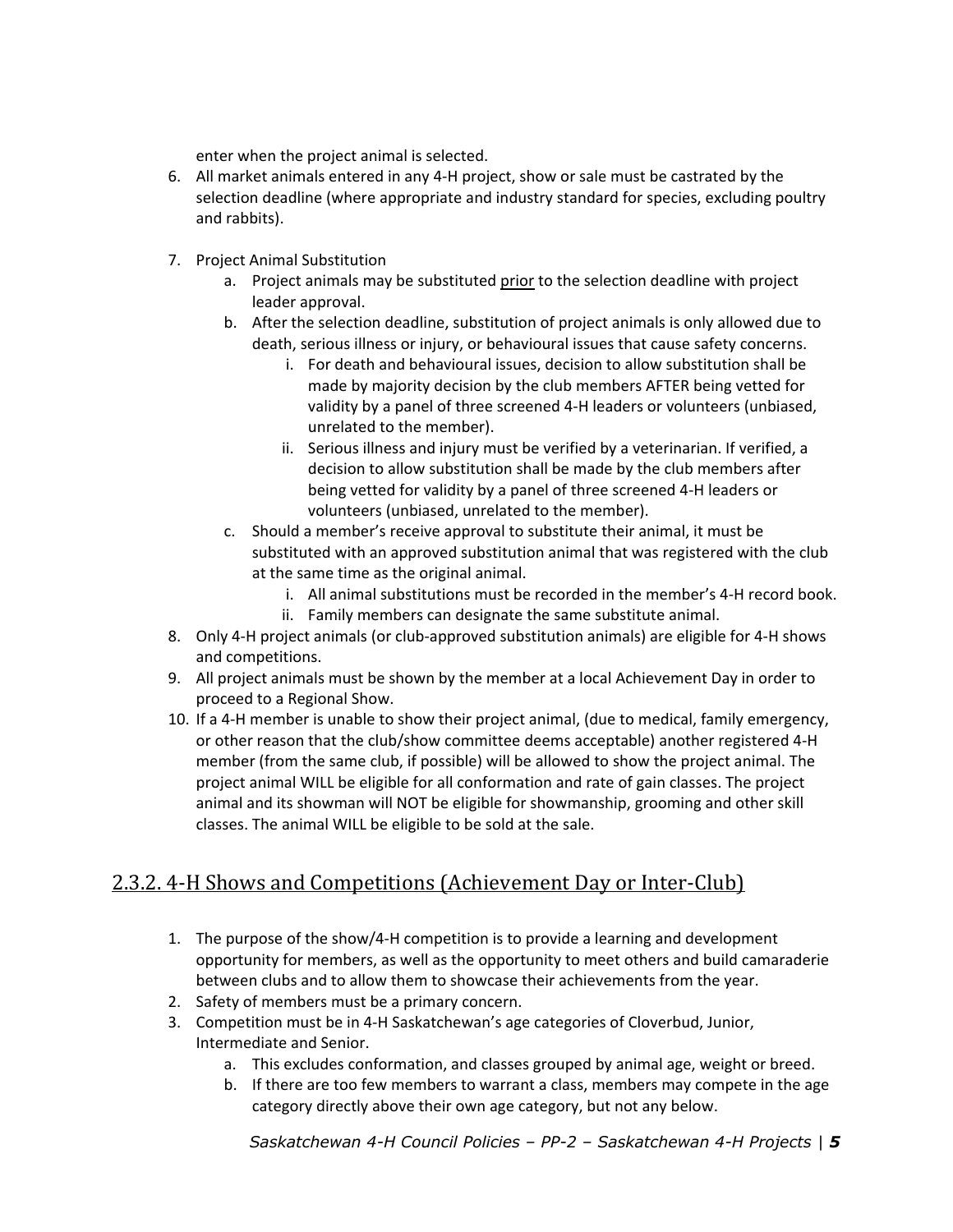enter when the project animal is selected.

6. All market animals entered in any 4-H project, show or sale must be castrated by the selection deadline (where appropriate and industry standard for species, excluding poultry and rabbits).

7. Project Animal Substitution
    a. Project animals may be substituted <u>prior</u> to the selection deadline with project leader approval.
    b. After the selection deadline, substitution of project animals is only allowed due to death, serious illness or injury, or behavioural issues that cause safety concerns.
        i. For death and behavioural issues, decision to allow substitution shall be made by majority decision by the club members AFTER being vetted for validity by a panel of three screened 4-H leaders or volunteers (unbiased, unrelated to the member).
        ii. Serious illness and injury must be verified by a veterinarian. If verified, a decision to allow substitution shall be made by the club members after being vetted for validity by a panel of three screened 4-H leaders or volunteers (unbiased, unrelated to the member).
    c. Should a member's receive approval to substitute their animal, it must be substituted with an approved substitution animal that was registered with the club at the same time as the original animal.
        i. All animal substitutions must be recorded in the member's 4-H record book.
        ii. Family members can designate the same substitute animal.
8. Only 4-H project animals (or club-approved substitution animals) are eligible for 4-H shows and competitions.
9. All project animals must be shown by the member at a local Achievement Day in order to proceed to a Regional Show.
10. If a 4-H member is unable to show their project animal, (due to medical, family emergency, or other reason that the club/show committee deems acceptable) another registered 4-H member (from the same club, if possible) will be allowed to show the project animal. The project animal WILL be eligible for all conformation and rate of gain classes. The project animal and its showman will NOT be eligible for showmanship, grooming and other skill classes. The animal WILL be eligible to be sold at the sale.

## 2.3.2. 4-H Shows and Competitions (Achievement Day or Inter-Club)

1. The purpose of the show/4-H competition is to provide a learning and development opportunity for members, as well as the opportunity to meet others and build camaraderie between clubs and to allow them to showcase their achievements from the year.
2. Safety of members must be a primary concern.
3. Competition must be in 4-H Saskatchewan's age categories of Cloverbud, Junior, Intermediate and Senior.
    a. This excludes conformation, and classes grouped by animal age, weight or breed.
    b. If there are too few members to warrant a class, members may compete in the age category directly above their own age category, but not any below.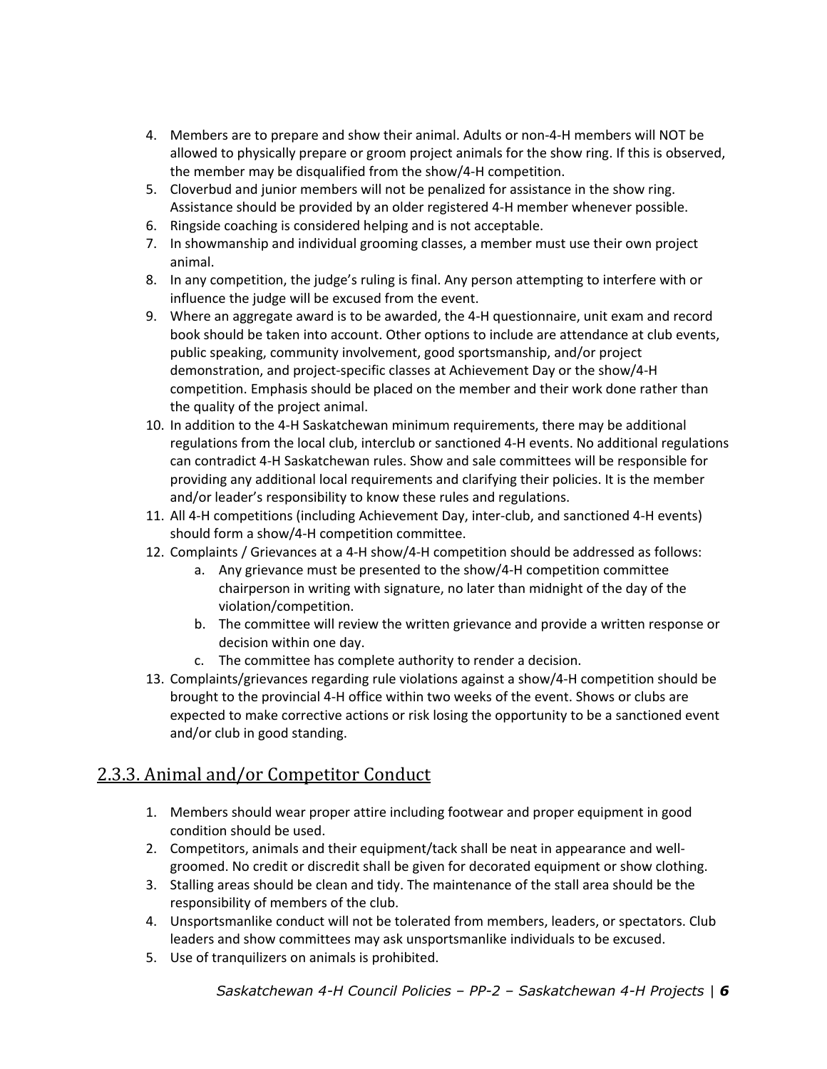4. Members are to prepare and show their animal. Adults or non-4-H members will NOT be allowed to physically prepare or groom project animals for the show ring. If this is observed, the member may be disqualified from the show/4-H competition.
5. Cloverbud and junior members will not be penalized for assistance in the show ring. Assistance should be provided by an older registered 4-H member whenever possible.
6. Ringside coaching is considered helping and is not acceptable.
7. In showmanship and individual grooming classes, a member must use their own project animal.
8. In any competition, the judge's ruling is final. Any person attempting to interfere with or influence the judge will be excused from the event.
9. Where an aggregate award is to be awarded, the 4-H questionnaire, unit exam and record book should be taken into account. Other options to include are attendance at club events, public speaking, community involvement, good sportsmanship, and/or project demonstration, and project-specific classes at Achievement Day or the show/4-H competition. Emphasis should be placed on the member and their work done rather than the quality of the project animal.
10. In addition to the 4-H Saskatchewan minimum requirements, there may be additional regulations from the local club, interclub or sanctioned 4-H events. No additional regulations can contradict 4-H Saskatchewan rules. Show and sale committees will be responsible for providing any additional local requirements and clarifying their policies. It is the member and/or leader's responsibility to know these rules and regulations.
11. All 4-H competitions (including Achievement Day, inter-club, and sanctioned 4-H events) should form a show/4-H competition committee.
12. Complaints / Grievances at a 4-H show/4-H competition should be addressed as follows:
    a. Any grievance must be presented to the show/4-H competition committee chairperson in writing with signature, no later than midnight of the day of the violation/competition.
    b. The committee will review the written grievance and provide a written response or decision within one day.
    c. The committee has complete authority to render a decision.
13. Complaints/grievances regarding rule violations against a show/4-H competition should be brought to the provincial 4-H office within two weeks of the event. Shows or clubs are expected to make corrective actions or risk losing the opportunity to be a sanctioned event and/or club in good standing.

## 2.3.3. Animal and/or Competitor Conduct

1. Members should wear proper attire including footwear and proper equipment in good condition should be used.
2. Competitors, animals and their equipment/tack shall be neat in appearance and well-groomed. No credit or discredit shall be given for decorated equipment or show clothing.
3. Stalling areas should be clean and tidy. The maintenance of the stall area should be the responsibility of members of the club.
4. Unsportsmanlike conduct will not be tolerated from members, leaders, or spectators. Club leaders and show committees may ask unsportsmanlike individuals to be excused.
5. Use of tranquilizers on animals is prohibited.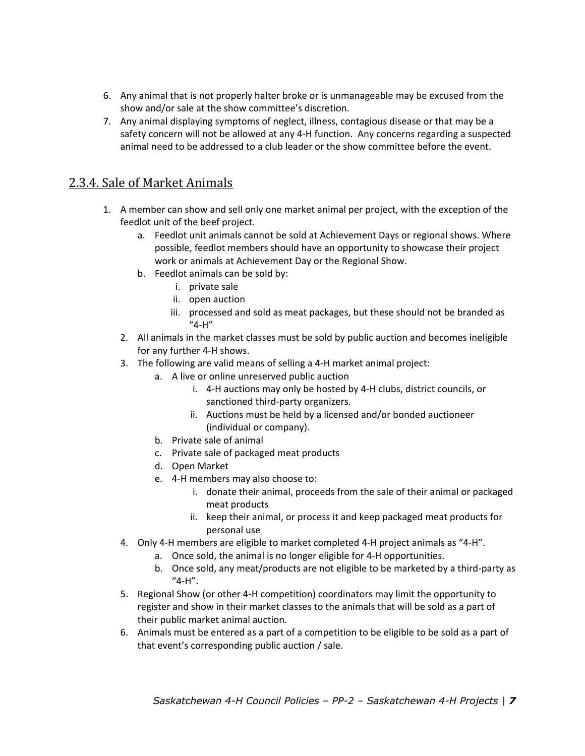6. Any animal that is not properly halter broke or is unmanageable may be excused from the show and/or sale at the show committee's discretion.
7. Any animal displaying symptoms of neglect, illness, contagious disease or that may be a safety concern will not be allowed at any 4-H function. Any concerns regarding a suspected animal need to be addressed to a club leader or the show committee before the event.

## 2.3.4. Sale of Market Animals

1. A member can show and sell only one market animal per project, with the exception of the feedlot unit of the beef project.
    a. Feedlot unit animals cannot be sold at Achievement Days or regional shows. Where possible, feedlot members should have an opportunity to showcase their project work or animals at Achievement Day or the Regional Show.
    b. Feedlot animals can be sold by:
        i. private sale
        ii. open auction
        iii. processed and sold as meat packages, but these should not be branded as "4-H"
2. All animals in the market classes must be sold by public auction and becomes ineligible for any further 4-H shows.
3. The following are valid means of selling a 4-H market animal project:
    a. A live or online unreserved public auction
        i. 4-H auctions may only be hosted by 4-H clubs, district councils, or sanctioned third-party organizers.
        ii. Auctions must be held by a licensed and/or bonded auctioneer (individual or company).
    b. Private sale of animal
    c. Private sale of packaged meat products
    d. Open Market
    e. 4-H members may also choose to:
        i. donate their animal, proceeds from the sale of their animal or packaged meat products
        ii. keep their animal, or process it and keep packaged meat products for personal use
4. Only 4-H members are eligible to market completed 4-H project animals as "4-H".
    a. Once sold, the animal is no longer eligible for 4-H opportunities.
    b. Once sold, any meat/products are not eligible to be marketed by a third-party as "4-H".
5. Regional Show (or other 4-H competition) coordinators may limit the opportunity to register and show in their market classes to the animals that will be sold as a part of their public market animal auction.
6. Animals must be entered as a part of a competition to be eligible to be sold as a part of that event's corresponding public auction / sale.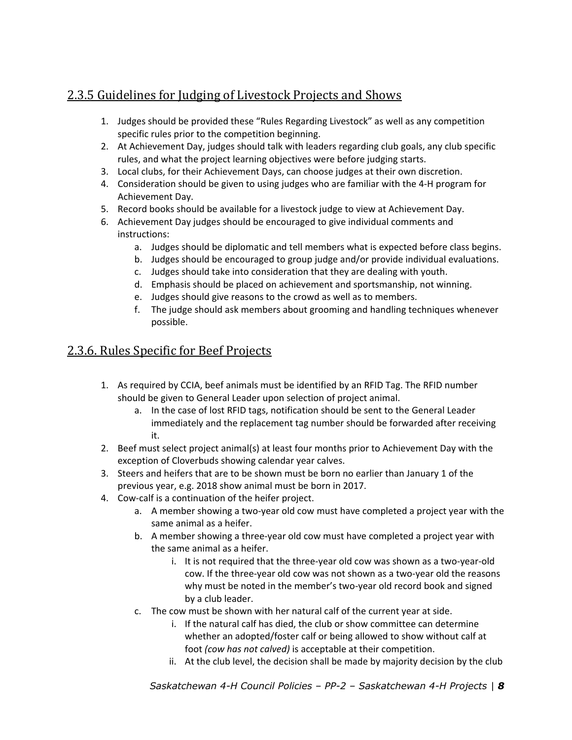## 2.3.5 Guidelines for Judging of Livestock Projects and Shows

1. Judges should be provided these "Rules Regarding Livestock" as well as any competition specific rules prior to the competition beginning.
2. At Achievement Day, judges should talk with leaders regarding club goals, any club specific rules, and what the project learning objectives were before judging starts.
3. Local clubs, for their Achievement Days, can choose judges at their own discretion.
4. Consideration should be given to using judges who are familiar with the 4-H program for Achievement Day.
5. Record books should be available for a livestock judge to view at Achievement Day.
6. Achievement Day judges should be encouraged to give individual comments and instructions:
   a. Judges should be diplomatic and tell members what is expected before class begins.
   b. Judges should be encouraged to group judge and/or provide individual evaluations.
   c. Judges should take into consideration that they are dealing with youth.
   d. Emphasis should be placed on achievement and sportsmanship, not winning.
   e. Judges should give reasons to the crowd as well as to members.
   f. The judge should ask members about grooming and handling techniques whenever possible.

## 2.3.6. Rules Specific for Beef Projects

1. As required by CCIA, beef animals must be identified by an RFID Tag. The RFID number should be given to General Leader upon selection of project animal.
   a. In the case of lost RFID tags, notification should be sent to the General Leader immediately and the replacement tag number should be forwarded after receiving it.
2. Beef must select project animal(s) at least four months prior to Achievement Day with the exception of Cloverbuds showing calendar year calves.
3. Steers and heifers that are to be shown must be born no earlier than January 1 of the previous year, e.g. 2018 show animal must be born in 2017.
4. Cow-calf is a continuation of the heifer project.
   a. A member showing a two-year old cow must have completed a project year with the same animal as a heifer.
   b. A member showing a three-year old cow must have completed a project year with the same animal as a heifer.
      i. It is not required that the three-year old cow was shown as a two-year-old cow. If the three-year old cow was not shown as a two-year old the reasons why must be noted in the member's two-year old record book and signed by a club leader.
   c. The cow must be shown with her natural calf of the current year at side.
      i. If the natural calf has died, the club or show committee can determine whether an adopted/foster calf or being allowed to show without calf at foot *(cow has not calved)* is acceptable at their competition.
      ii. At the club level, the decision shall be made by majority decision by the club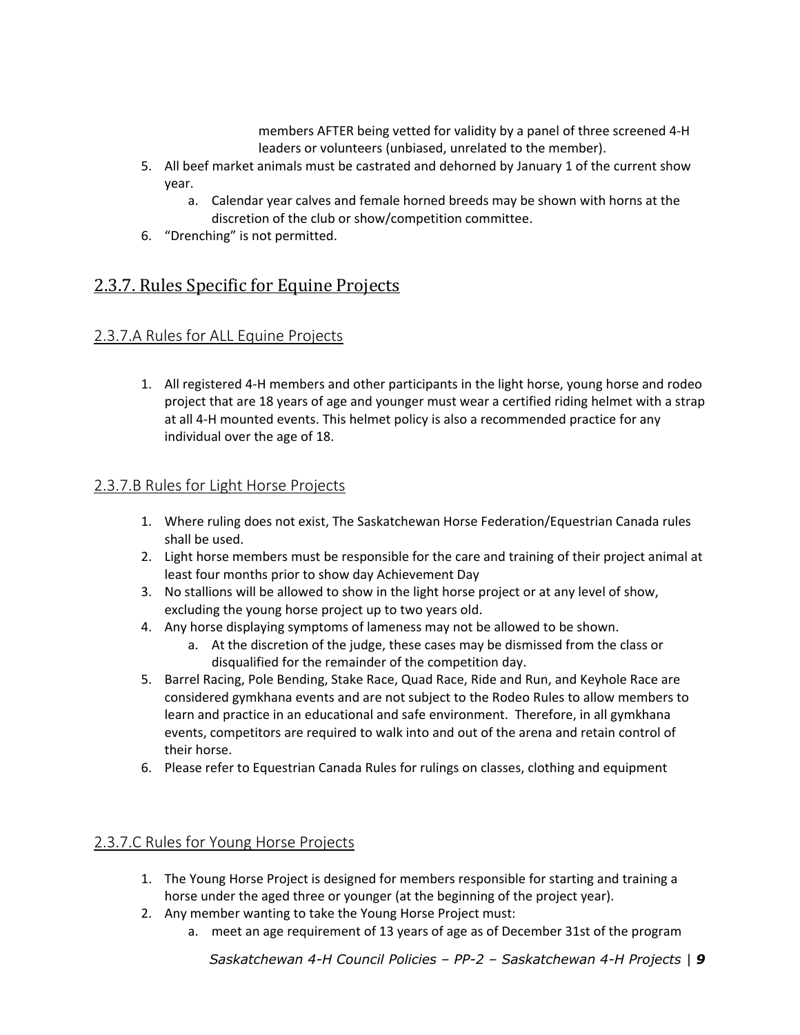members AFTER being vetted for validity by a panel of three screened 4-H leaders or volunteers (unbiased, unrelated to the member).

5. All beef market animals must be castrated and dehorned by January 1 of the current show year.
    a. Calendar year calves and female horned breeds may be shown with horns at the discretion of the club or show/competition committee.
6. "Drenching" is not permitted.

## 2.3.7. Rules Specific for Equine Projects

### 2.3.7.A Rules for ALL Equine Projects

1. All registered 4-H members and other participants in the light horse, young horse and rodeo project that are 18 years of age and younger must wear a certified riding helmet with a strap at all 4-H mounted events. This helmet policy is also a recommended practice for any individual over the age of 18.

### 2.3.7.B Rules for Light Horse Projects

1. Where ruling does not exist, The Saskatchewan Horse Federation/Equestrian Canada rules shall be used.
2. Light horse members must be responsible for the care and training of their project animal at least four months prior to show day Achievement Day
3. No stallions will be allowed to show in the light horse project or at any level of show, excluding the young horse project up to two years old.
4. Any horse displaying symptoms of lameness may not be allowed to be shown.
    a. At the discretion of the judge, these cases may be dismissed from the class or disqualified for the remainder of the competition day.
5. Barrel Racing, Pole Bending, Stake Race, Quad Race, Ride and Run, and Keyhole Race are considered gymkhana events and are not subject to the Rodeo Rules to allow members to learn and practice in an educational and safe environment. Therefore, in all gymkhana events, competitors are required to walk into and out of the arena and retain control of their horse.
6. Please refer to Equestrian Canada Rules for rulings on classes, clothing and equipment

### 2.3.7.C Rules for Young Horse Projects

1. The Young Horse Project is designed for members responsible for starting and training a horse under the aged three or younger (at the beginning of the project year).
2. Any member wanting to take the Young Horse Project must:
    a. meet an age requirement of 13 years of age as of December 31st of the program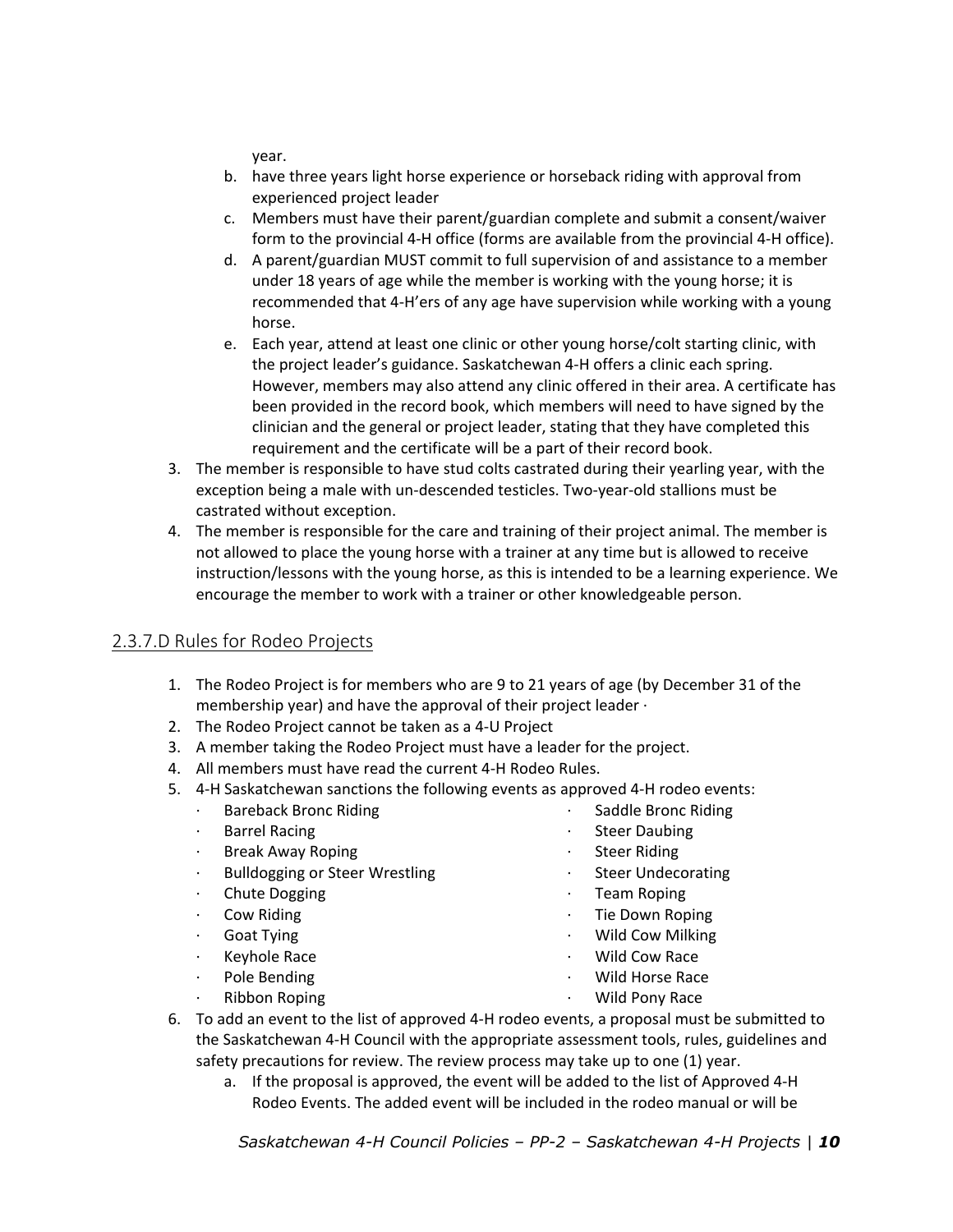year.

b. have three years light horse experience or horseback riding with approval from experienced project leader
c. Members must have their parent/guardian complete and submit a consent/waiver form to the provincial 4-H office (forms are available from the provincial 4-H office).
d. A parent/guardian MUST commit to full supervision of and assistance to a member under 18 years of age while the member is working with the young horse; it is recommended that 4-H'ers of any age have supervision while working with a young horse.
e. Each year, attend at least one clinic or other young horse/colt starting clinic, with the project leader's guidance. Saskatchewan 4-H offers a clinic each spring. However, members may also attend any clinic offered in their area. A certificate has been provided in the record book, which members will need to have signed by the clinician and the general or project leader, stating that they have completed this requirement and the certificate will be a part of their record book.

3. The member is responsible to have stud colts castrated during their yearling year, with the exception being a male with un-descended testicles. Two-year-old stallions must be castrated without exception.
4. The member is responsible for the care and training of their project animal. The member is not allowed to place the young horse with a trainer at any time but is allowed to receive instruction/lessons with the young horse, as this is intended to be a learning experience. We encourage the member to work with a trainer or other knowledgeable person.

## 2.3.7.D Rules for Rodeo Projects

1. The Rodeo Project is for members who are 9 to 21 years of age (by December 31 of the membership year) and have the approval of their project leader ·
2. The Rodeo Project cannot be taken as a 4-U Project
3. A member taking the Rodeo Project must have a leader for the project.
4. All members must have read the current 4-H Rodeo Rules.
5. 4-H Saskatchewan sanctions the following events as approved 4-H rodeo events:
   - Bareback Bronc Riding
   - Barrel Racing
   - Break Away Roping
   - Bulldogging or Steer Wrestling
   - Chute Dogging
   - Cow Riding
   - Goat Tying
   - Keyhole Race
   - Pole Bending
   - Ribbon Roping
   - Saddle Bronc Riding
   - Steer Daubing
   - Steer Riding
   - Steer Undecorating
   - Team Roping
   - Tie Down Roping
   - Wild Cow Milking
   - Wild Cow Race
   - Wild Horse Race
   - Wild Pony Race
6. To add an event to the list of approved 4-H rodeo events, a proposal must be submitted to the Saskatchewan 4-H Council with the appropriate assessment tools, rules, guidelines and safety precautions for review. The review process may take up to one (1) year.
   a. If the proposal is approved, the event will be added to the list of Approved 4-H Rodeo Events. The added event will be included in the rodeo manual or will be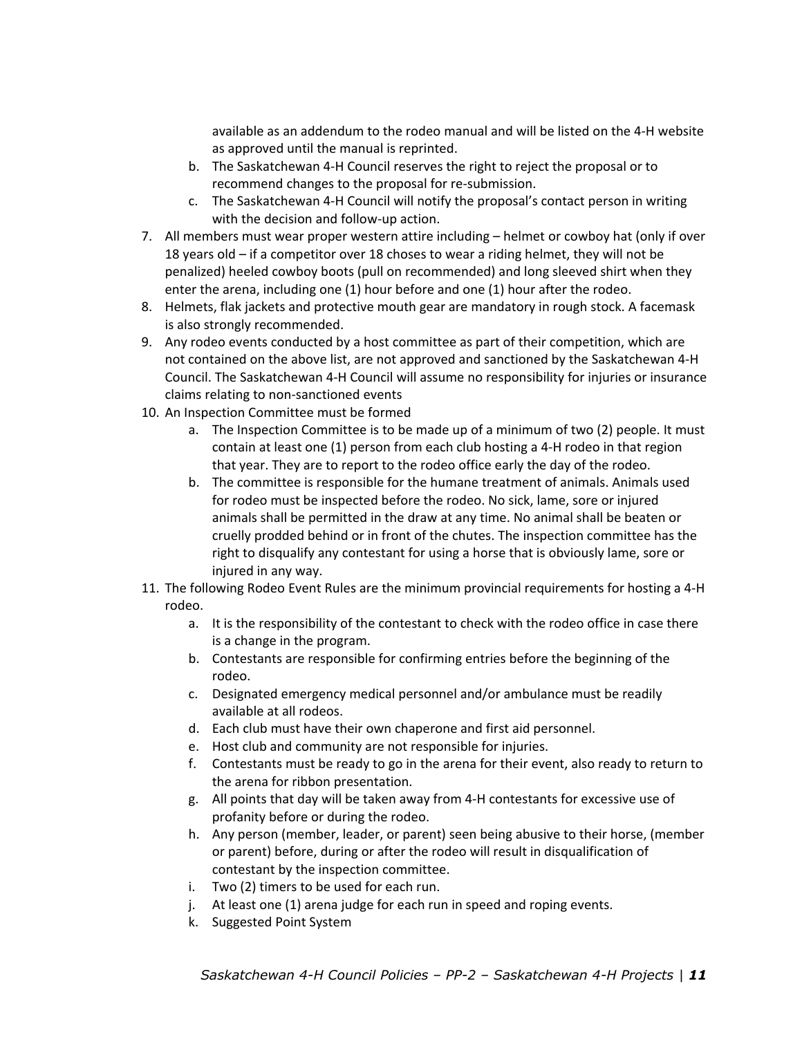available as an addendum to the rodeo manual and will be listed on the 4-H website as approved until the manual is reprinted.

   b. The Saskatchewan 4-H Council reserves the right to reject the proposal or to recommend changes to the proposal for re-submission.

   c. The Saskatchewan 4-H Council will notify the proposal's contact person in writing with the decision and follow-up action.

7. All members must wear proper western attire including – helmet or cowboy hat (only if over 18 years old – if a competitor over 18 choses to wear a riding helmet, they will not be penalized) heeled cowboy boots (pull on recommended) and long sleeved shirt when they enter the arena, including one (1) hour before and one (1) hour after the rodeo.
8. Helmets, flak jackets and protective mouth gear are mandatory in rough stock. A facemask is also strongly recommended.
9. Any rodeo events conducted by a host committee as part of their competition, which are not contained on the above list, are not approved and sanctioned by the Saskatchewan 4-H Council. The Saskatchewan 4-H Council will assume no responsibility for injuries or insurance claims relating to non-sanctioned events
10. An Inspection Committee must be formed
    a. The Inspection Committee is to be made up of a minimum of two (2) people. It must contain at least one (1) person from each club hosting a 4-H rodeo in that region that year. They are to report to the rodeo office early the day of the rodeo.
    b. The committee is responsible for the humane treatment of animals. Animals used for rodeo must be inspected before the rodeo. No sick, lame, sore or injured animals shall be permitted in the draw at any time. No animal shall be beaten or cruelly prodded behind or in front of the chutes. The inspection committee has the right to disqualify any contestant for using a horse that is obviously lame, sore or injured in any way.
11. The following Rodeo Event Rules are the minimum provincial requirements for hosting a 4-H rodeo.
    a. It is the responsibility of the contestant to check with the rodeo office in case there is a change in the program.
    b. Contestants are responsible for confirming entries before the beginning of the rodeo.
    c. Designated emergency medical personnel and/or ambulance must be readily available at all rodeos.
    d. Each club must have their own chaperone and first aid personnel.
    e. Host club and community are not responsible for injuries.
    f. Contestants must be ready to go in the arena for their event, also ready to return to the arena for ribbon presentation.
    g. All points that day will be taken away from 4-H contestants for excessive use of profanity before or during the rodeo.
    h. Any person (member, leader, or parent) seen being abusive to their horse, (member or parent) before, during or after the rodeo will result in disqualification of contestant by the inspection committee.
    i. Two (2) timers to be used for each run.
    j. At least one (1) arena judge for each run in speed and roping events.
    k. Suggested Point System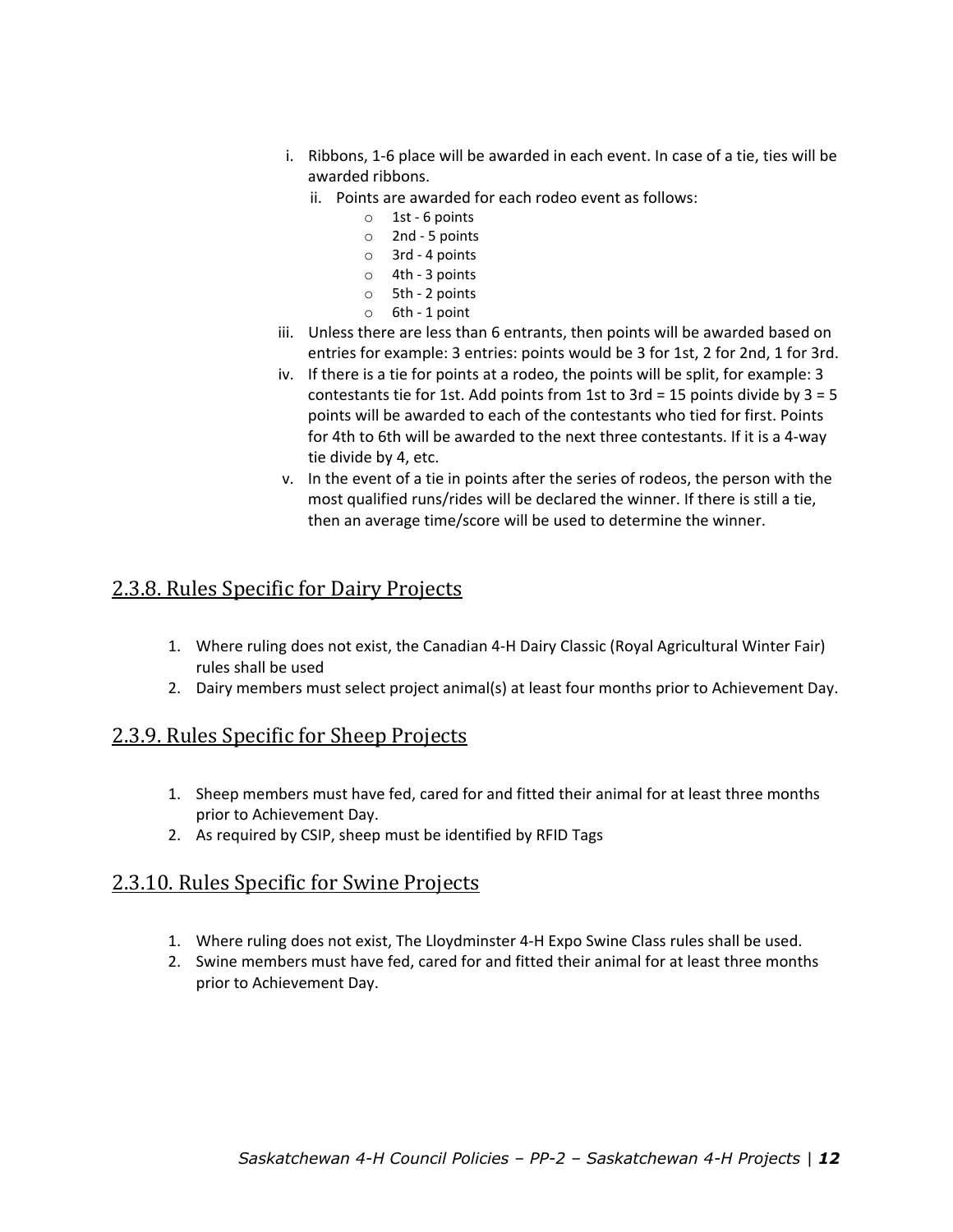i. Ribbons, 1-6 place will be awarded in each event. In case of a tie, ties will be awarded ribbons.

ii. Points are awarded for each rodeo event as follows:
   - 1st - 6 points
   - 2nd - 5 points
   - 3rd - 4 points
   - 4th - 3 points
   - 5th - 2 points
   - 6th - 1 point

iii. Unless there are less than 6 entrants, then points will be awarded based on entries for example: 3 entries: points would be 3 for 1st, 2 for 2nd, 1 for 3rd.

iv. If there is a tie for points at a rodeo, the points will be split, for example: 3 contestants tie for 1st. Add points from 1st to 3rd = 15 points divide by 3 = 5 points will be awarded to each of the contestants who tied for first. Points for 4th to 6th will be awarded to the next three contestants. If it is a 4-way tie divide by 4, etc.

v. In the event of a tie in points after the series of rodeos, the person with the most qualified runs/rides will be declared the winner. If there is still a tie, then an average time/score will be used to determine the winner.

## 2.3.8. Rules Specific for Dairy Projects

1. Where ruling does not exist, the Canadian 4-H Dairy Classic (Royal Agricultural Winter Fair) rules shall be used
2. Dairy members must select project animal(s) at least four months prior to Achievement Day.

## 2.3.9. Rules Specific for Sheep Projects

1. Sheep members must have fed, cared for and fitted their animal for at least three months prior to Achievement Day.
2. As required by CSIP, sheep must be identified by RFID Tags

## 2.3.10. Rules Specific for Swine Projects

1. Where ruling does not exist, The Lloydminster 4-H Expo Swine Class rules shall be used.
2. Swine members must have fed, cared for and fitted their animal for at least three months prior to Achievement Day.